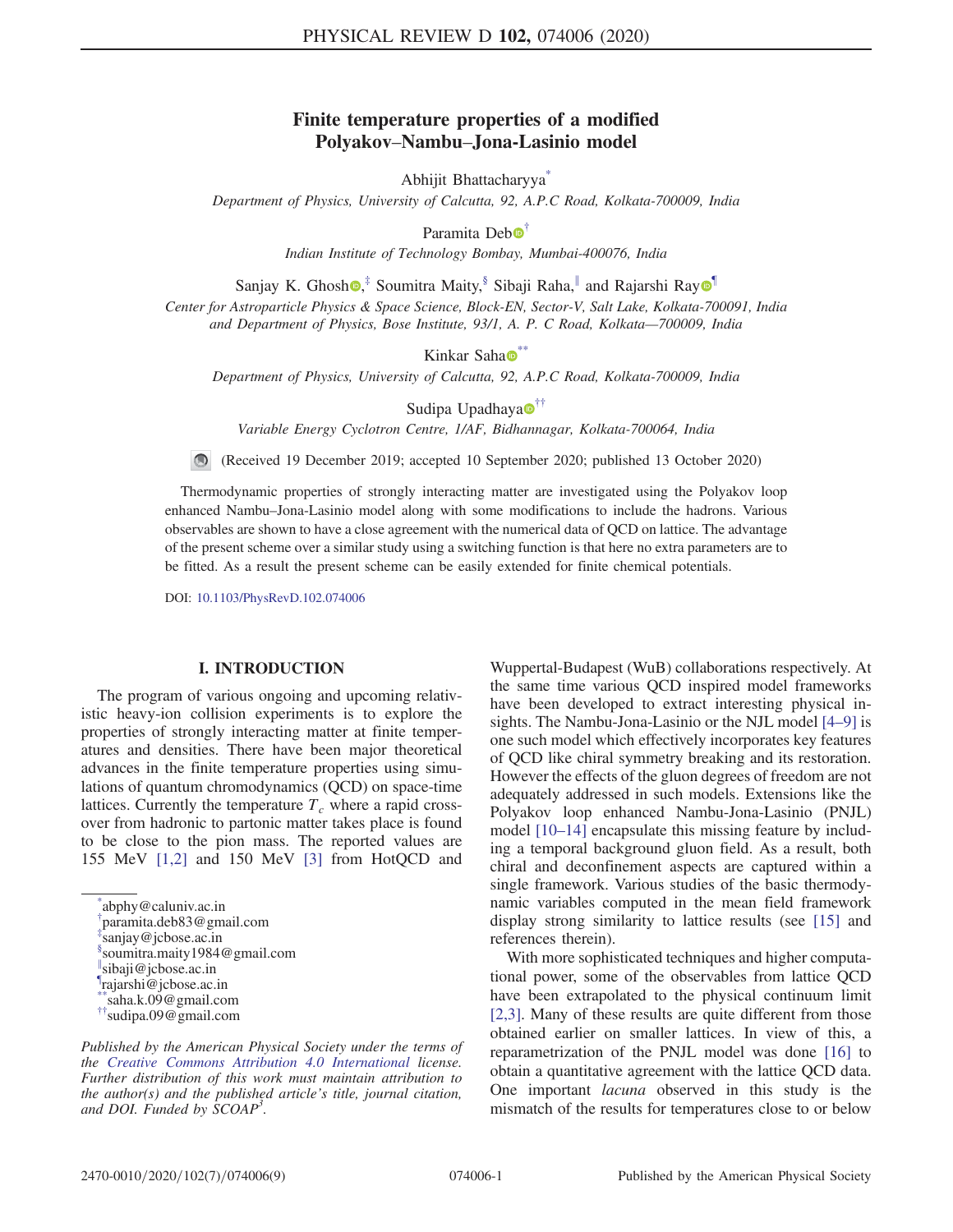# Finite temperature properties of a modified Polyakov–Nambu–Jona-Lasinio model

Abhijit Bhattacharyya[*]

*Department of Physics, University of Calcutta, 92, A.P.C Road, Kolkata-700009, India*

Paramita Deb[†]

*Indian Institute of Technology Bombay, Mumbai-400076, India*

Sanjay K. Ghosh,[‡] Soumitra Maity,[§] Sibaji Raha,[∥] and Rajarshi Ray[¶]

*Center for Astroparticle Physics & Space Science, Block-EN, Sector-V, Salt Lake, Kolkata-700091, India and Department of Physics, Bose Institute, 93/1, A. P. C Road, Kolkata—700009, India*

Kinkar Saha[**]

*Department of Physics, University of Calcutta, 92, A.P.C Road, Kolkata-700009, India*

Sudipa Upadhaya[††]

*Variable Energy Cyclotron Centre, 1/AF, Bidhannagar, Kolkata-700064, India*

(Received 19 December 2019; accepted 10 September 2020; published 13 October 2020)

Thermodynamic properties of strongly interacting matter are investigated using the Polyakov loop enhanced Nambu–Jona-Lasinio model along with some modifications to include the hadrons. Various observables are shown to have a close agreement with the numerical data of QCD on lattice. The advantage of the present scheme over a similar study using a switching function is that here no extra parameters are to be fitted. As a result the present scheme can be easily extended for finite chemical potentials.

DOI: 10.1103/PhysRevD.102.074006

## I. INTRODUCTION

The program of various ongoing and upcoming relativistic heavy-ion collision experiments is to explore the properties of strongly interacting matter at finite temperatures and densities. There have been major theoretical advances in the finite temperature properties using simulations of quantum chromodynamics (QCD) on space-time lattices. Currently the temperature $T_c$ where a rapid crossover from hadronic to partonic matter takes place is found to be close to the pion mass. The reported values are 155 MeV [1,2] and 150 MeV [3] from HotQCD and Wuppertal-Budapest (WuB) collaborations respectively. At the same time various QCD inspired model frameworks have been developed to extract interesting physical insights. The Nambu-Jona-Lasinio or the NJL model [4–9] is one such model which effectively incorporates key features of QCD like chiral symmetry breaking and its restoration. However the effects of the gluon degrees of freedom are not adequately addressed in such models. Extensions like the Polyakov loop enhanced Nambu-Jona-Lasinio (PNJL) model [10–14] encapsulate this missing feature by including a temporal background gluon field. As a result, both chiral and deconfinement aspects are captured within a single framework. Various studies of the basic thermodynamic variables computed in the mean field framework display strong similarity to lattice results (see [15] and references therein).

With more sophisticated techniques and higher computational power, some of the observables from lattice QCD have been extrapolated to the physical continuum limit [2,3]. Many of these results are quite different from those obtained earlier on smaller lattices. In view of this, a reparametrization of the PNJL model was done [16] to obtain a quantitative agreement with the lattice QCD data. One important *lacuna* observed in this study is the mismatch of the results for temperatures close to or below

---

[*] abphy@caluniv.ac.in
[†] paramita.deb83@gmail.com
[‡] sanjay@jcbose.ac.in
[§] soumitra.maity1984@gmail.com
[∥] sibaji@jcbose.ac.in
[¶] rajarshi@jcbose.ac.in
[**] saha.k.09@gmail.com
[††] sudipa.09@gmail.com

*Published by the American Physical Society under the terms of the Creative Commons Attribution 4.0 International license. Further distribution of this work must maintain attribution to the author(s) and the published article's title, journal citation, and DOI. Funded by SCOAP[3].*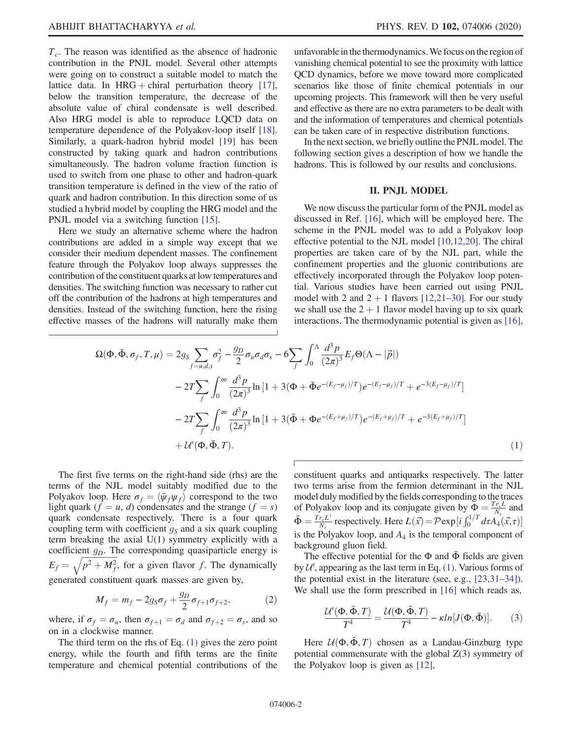$T_c$. The reason was identified as the absence of hadronic contribution in the PNJL model. Several other attempts were going on to construct a suitable model to match the lattice data. In HRG + chiral perturbation theory [17], below the transition temperature, the decrease of the absolute value of chiral condensate is well described. Also HRG model is able to reproduce LQCD data on temperature dependence of the Polyakov-loop itself [18]. Similarly, a quark-hadron hybrid model [19] has been constructed by taking quark and hadron contributions simultaneously. The hadron volume fraction function is used to switch from one phase to other and hadron-quark transition temperature is defined in the view of the ratio of quark and hadron contribution. In this direction some of us studied a hybrid model by coupling the HRG model and the PNJL model via a switching function [15].

Here we study an alternative scheme where the hadron contributions are added in a simple way except that we consider their medium dependent masses. The confinement feature through the Polyakov loop always suppresses the contribution of the constituent quarks at low temperatures and densities. The switching function was necessary to rather cut off the contribution of the hadrons at high temperatures and densities. Instead of the switching function, here the rising effective masses of the hadrons will naturally make them unfavorable in the thermodynamics. We focus on the region of vanishing chemical potential to see the proximity with lattice QCD dynamics, before we move toward more complicated scenarios like those of finite chemical potentials in our upcoming projects. This framework will then be very useful and effective as there are no extra parameters to be dealt with and the information of temperatures and chemical potentials can be taken care of in respective distribution functions.

In the next section, we briefly outline the PNJL model. The following section gives a description of how we handle the hadrons. This is followed by our results and conclusions.

## II. PNJL MODEL

We now discuss the particular form of the PNJL model as discussed in Ref. [16], which will be employed here. The scheme in the PNJL model was to add a Polyakov loop effective potential to the NJL model [10,12,20]. The chiral properties are taken care of by the NJL part, while the confinement properties and the gluonic contributions are effectively incorporated through the Polyakov loop potential. Various studies have been carried out using PNJL model with 2 and 2 + 1 flavors [12,21–30]. For our study we shall use the 2 + 1 flavor model having up to six quark interactions. The thermodynamic potential is given as [16],

$$
\begin{aligned}
\Omega(\Phi,\bar{\Phi},\sigma_f,T,\mu) = {} & 2g_S\sum_{f=u,d,s}\sigma_f^2 - \frac{g_D}{2}\sigma_u\sigma_d\sigma_s - 6\sum_f\int_0^\Lambda \frac{d^3p}{(2\pi)^3}E_f\Theta(\Lambda-|\vec{p}|) \\
& - 2T\sum_f\int_0^\infty \frac{d^3p}{(2\pi)^3}\ln\left[1+3(\Phi+\bar{\Phi}e^{-(E_f-\mu_f)/T})e^{-(E_f-\mu_f)/T}+e^{-3(E_f-\mu_f)/T}\right] \\
& - 2T\sum_f\int_0^\infty \frac{d^3p}{(2\pi)^3}\ln\left[1+3(\bar{\Phi}+\Phi e^{-(E_f+\mu_f)/T})e^{-(E_f+\mu_f)/T}+e^{-3(E_f+\mu_f)/T}\right] \\
& + \mathcal{U}'(\Phi,\bar{\Phi},T).
\end{aligned} \tag{1}
$$

The first five terms on the right-hand side (rhs) are the terms of the NJL model suitably modified due to the Polyakov loop. Here $\sigma_f = \langle\bar{\psi}_f\psi_f\rangle$ correspond to the two light quark ($f = u, d$) condensates and the strange ($f = s$) quark condensate respectively. There is a four quark coupling term with coefficient $g_S$ and a six quark coupling term breaking the axial U(1) symmetry explicitly with a coefficient $g_D$. The corresponding quasiparticle energy is $E_f = \sqrt{p^2 + M_f^2}$, for a given flavor $f$. The dynamically generated constituent quark masses are given by,

$$
M_f = m_f - 2g_S\sigma_f + \frac{g_D}{2}\sigma_{f+1}\sigma_{f+2}, \tag{2}
$$

where, if $\sigma_f = \sigma_u$, then $\sigma_{f+1} = \sigma_d$ and $\sigma_{f+2} = \sigma_s$, and so on in a clockwise manner.

The third term on the rhs of Eq. (1) gives the zero point energy, while the fourth and fifth terms are the finite temperature and chemical potential contributions of the constituent quarks and antiquarks respectively. The latter two terms arise from the fermion determinant in the NJL model duly modified by the fields corresponding to the traces of Polyakov loop and its conjugate given by $\Phi = \frac{Tr_c L}{N_c}$ and $\bar{\Phi} = \frac{Tr_c L^\dagger}{N_c}$ respectively. Here $L(\vec{x}) = \mathcal{P}\exp[i\int_0^{1/T} d\tau A_4(\vec{x},\tau)]$ is the Polyakov loop, and $A_4$ is the temporal component of background gluon field.

The effective potential for the $\Phi$ and $\bar{\Phi}$ fields are given by $\mathcal{U}'$, appearing as the last term in Eq. (1). Various forms of the potential exist in the literature (see, e.g., [23,31–34]). We shall use the form prescribed in [16] which reads as,

$$
\frac{\mathcal{U}'(\Phi,\bar{\Phi},T)}{T^4} = \frac{\mathcal{U}(\Phi,\bar{\Phi},T)}{T^4} - \kappa ln[J(\Phi,\bar{\Phi})]. \tag{3}
$$

Here $\mathcal{U}(\Phi,\bar{\Phi},T)$ chosen as a Landau-Ginzburg type potential commensurate with the global Z(3) symmetry of the Polyakov loop is given as [12],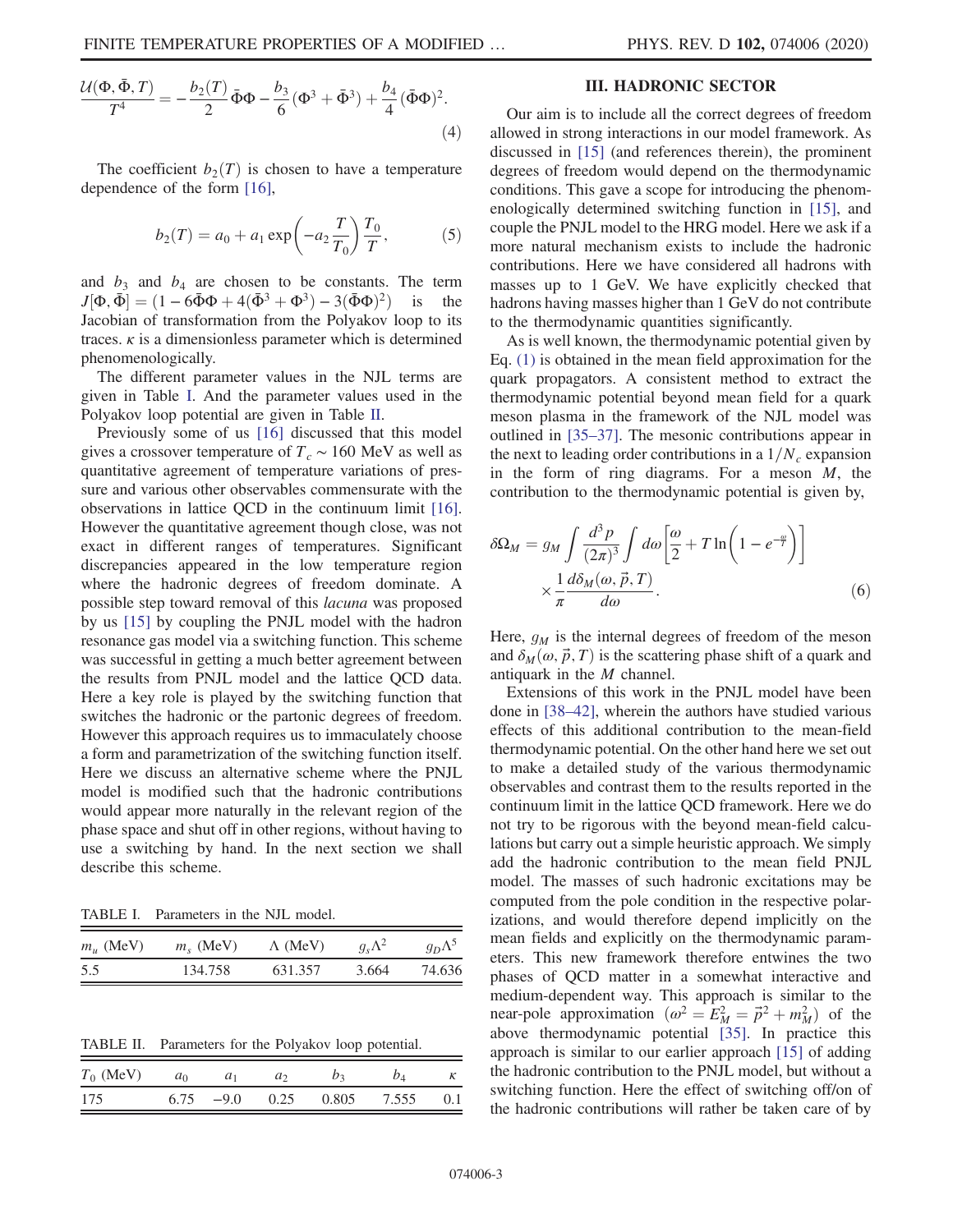$$\frac{\mathcal{U}(\Phi,\bar{\Phi},T)}{T^4} = -\frac{b_2(T)}{2}\bar{\Phi}\Phi - \frac{b_3}{6}(\Phi^3+\bar{\Phi}^3) + \frac{b_4}{4}(\bar{\Phi}\Phi)^2. \tag{4}$$

The coefficient $b_2(T)$ is chosen to have a temperature dependence of the form [16],

$$b_2(T) = a_0 + a_1 \exp\left(-a_2 \frac{T}{T_0}\right)\frac{T_0}{T}, \tag{5}$$

and $b_3$ and $b_4$ are chosen to be constants. The term $J[\Phi,\bar{\Phi}] = (1 - 6\bar{\Phi}\Phi + 4(\bar{\Phi}^3+\Phi^3) - 3(\bar{\Phi}\Phi)^2)$ is the Jacobian of transformation from the Polyakov loop to its traces. $\kappa$ is a dimensionless parameter which is determined phenomenologically.

The different parameter values in the NJL terms are given in Table I. And the parameter values used in the Polyakov loop potential are given in Table II.

Previously some of us [16] discussed that this model gives a crossover temperature of $T_c \sim 160$ MeV as well as quantitative agreement of temperature variations of pressure and various other observables commensurate with the observations in lattice QCD in the continuum limit [16]. However the quantitative agreement though close, was not exact in different ranges of temperatures. Significant discrepancies appeared in the low temperature region where the hadronic degrees of freedom dominate. A possible step toward removal of this *lacuna* was proposed by us [15] by coupling the PNJL model with the hadron resonance gas model via a switching function. This scheme was successful in getting a much better agreement between the results from PNJL model and the lattice QCD data. Here a key role is played by the switching function that switches the hadronic or the partonic degrees of freedom. However this approach requires us to immaculately choose a form and parametrization of the switching function itself. Here we discuss an alternative scheme where the PNJL model is modified such that the hadronic contributions would appear more naturally in the relevant region of the phase space and shut off in other regions, without having to use a switching by hand. In the next section we shall describe this scheme.

TABLE I. Parameters in the NJL model.

| $m_u$ (MeV) | $m_s$ (MeV) | $\Lambda$ (MeV) | $g_s\Lambda^2$ | $g_D\Lambda^5$ |
|---|---|---|---|---|
| 5.5 | 134.758 | 631.357 | 3.664 | 74.636 |

TABLE II. Parameters for the Polyakov loop potential.

| $T_0$ (MeV) | $a_0$ | $a_1$ | $a_2$ | $b_3$ | $b_4$ | $\kappa$ |
|---|---|---|---|---|---|---|
| 175 | 6.75 | −9.0 | 0.25 | 0.805 | 7.555 | 0.1 |

## III. HADRONIC SECTOR

Our aim is to include all the correct degrees of freedom allowed in strong interactions in our model framework. As discussed in [15] (and references therein), the prominent degrees of freedom would depend on the thermodynamic conditions. This gave a scope for introducing the phenomenologically determined switching function in [15], and couple the PNJL model to the HRG model. Here we ask if a more natural mechanism exists to include the hadronic contributions. Here we have considered all hadrons with masses up to 1 GeV. We have explicitly checked that hadrons having masses higher than 1 GeV do not contribute to the thermodynamic quantities significantly.

As is well known, the thermodynamic potential given by Eq. (1) is obtained in the mean field approximation for the quark propagators. A consistent method to extract the thermodynamic potential beyond mean field for a quark meson plasma in the framework of the NJL model was outlined in [35–37]. The mesonic contributions appear in the next to leading order contributions in a $1/N_c$ expansion in the form of ring diagrams. For a meson $M$, the contribution to the thermodynamic potential is given by,

$$\delta\Omega_M = g_M \int \frac{d^3p}{(2\pi)^3}\int d\omega \left[\frac{\omega}{2} + T\ln\left(1 - e^{-\frac{\omega}{T}}\right)\right] \times \frac{1}{\pi}\frac{d\delta_M(\omega,\vec{p},T)}{d\omega}. \tag{6}$$

Here, $g_M$ is the internal degrees of freedom of the meson and $\delta_M(\omega,\vec{p},T)$ is the scattering phase shift of a quark and antiquark in the $M$ channel.

Extensions of this work in the PNJL model have been done in [38–42], wherein the authors have studied various effects of this additional contribution to the mean-field thermodynamic potential. On the other hand here we set out to make a detailed study of the various thermodynamic observables and contrast them to the results reported in the continuum limit in the lattice QCD framework. Here we do not try to be rigorous with the beyond mean-field calculations but carry out a simple heuristic approach. We simply add the hadronic contribution to the mean field PNJL model. The masses of such hadronic excitations may be computed from the pole condition in the respective polarizations, and would therefore depend implicitly on the mean fields and explicitly on the thermodynamic parameters. This new framework therefore entwines the two phases of QCD matter in a somewhat interactive and medium-dependent way. This approach is similar to the near-pole approximation ($\omega^2 = E_M^2 = \vec{p}^2 + m_M^2$) of the above thermodynamic potential [35]. In practice this approach is similar to our earlier approach [15] of adding the hadronic contribution to the PNJL model, but without a switching function. Here the effect of switching off/on of the hadronic contributions will rather be taken care of by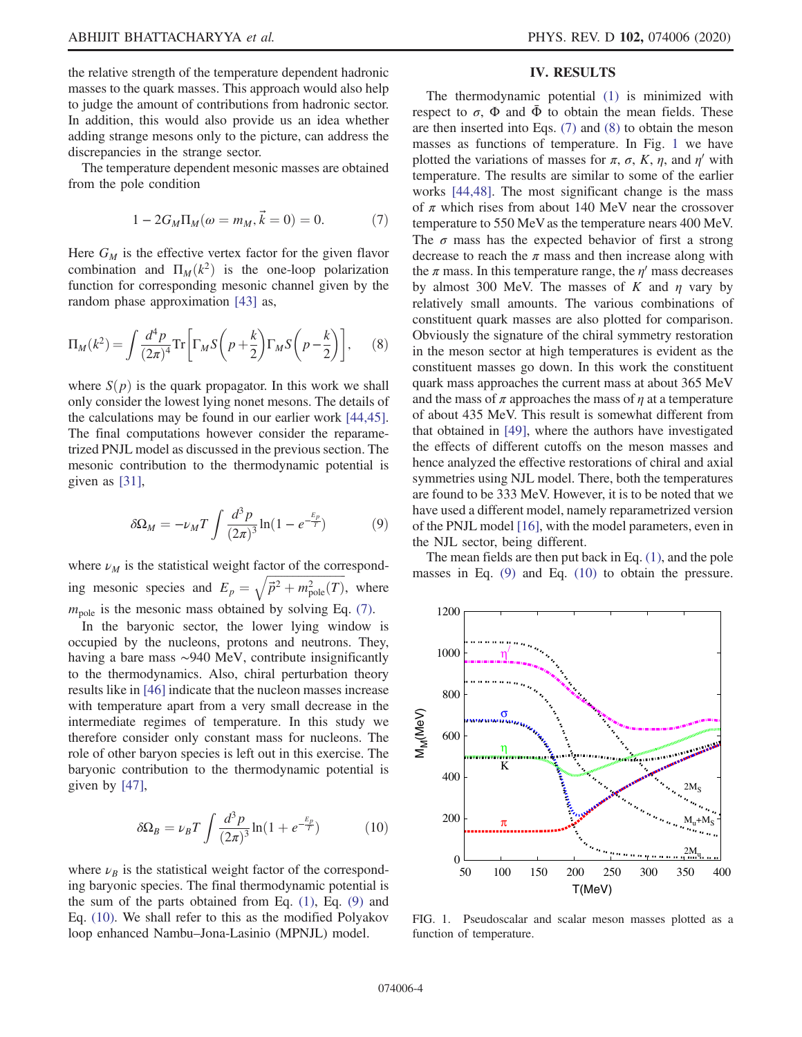the relative strength of the temperature dependent hadronic masses to the quark masses. This approach would also help to judge the amount of contributions from hadronic sector. In addition, this would also provide us an idea whether adding strange mesons only to the picture, can address the discrepancies in the strange sector.

The temperature dependent mesonic masses are obtained from the pole condition

$$1 - 2G_M \Pi_M(\omega = m_M, \vec{k} = 0) = 0. \tag{7}$$

Here $G_M$ is the effective vertex factor for the given flavor combination and $\Pi_M(k^2)$ is the one-loop polarization function for corresponding mesonic channel given by the random phase approximation [43] as,

$$\Pi_M(k^2) = \int \frac{d^4p}{(2\pi)^4} \mathrm{Tr}\left[\Gamma_M S\left(p + \frac{k}{2}\right) \Gamma_M S\left(p - \frac{k}{2}\right)\right], \tag{8}$$

where $S(p)$ is the quark propagator. In this work we shall only consider the lowest lying nonet mesons. The details of the calculations may be found in our earlier work [44,45]. The final computations however consider the reparametrized PNJL model as discussed in the previous section. The mesonic contribution to the thermodynamic potential is given as [31],

$$\delta\Omega_M = -\nu_M T \int \frac{d^3p}{(2\pi)^3} \ln(1 - e^{-\frac{E_p}{T}}) \tag{9}$$

where $\nu_M$ is the statistical weight factor of the corresponding mesonic species and $E_p = \sqrt{\vec{p}^2 + m_{\mathrm{pole}}^2(T)}$, where $m_{\mathrm{pole}}$ is the mesonic mass obtained by solving Eq. (7).

In the baryonic sector, the lower lying window is occupied by the nucleons, protons and neutrons. They, having a bare mass ~940 MeV, contribute insignificantly to the thermodynamics. Also, chiral perturbation theory results like in [46] indicate that the nucleon masses increase with temperature apart from a very small decrease in the intermediate regimes of temperature. In this study we therefore consider only constant mass for nucleons. The role of other baryon species is left out in this exercise. The baryonic contribution to the thermodynamic potential is given by [47],

$$\delta\Omega_B = \nu_B T \int \frac{d^3p}{(2\pi)^3} \ln(1 + e^{-\frac{E_p}{T}}) \tag{10}$$

where $\nu_B$ is the statistical weight factor of the corresponding baryonic species. The final thermodynamic potential is the sum of the parts obtained from Eq. (1), Eq. (9) and Eq. (10). We shall refer to this as the modified Polyakov loop enhanced Nambu–Jona-Lasinio (MPNJL) model.

## IV. RESULTS

The thermodynamic potential (1) is minimized with respect to $\sigma$, $\Phi$ and $\bar{\Phi}$ to obtain the mean fields. These are then inserted into Eqs. (7) and (8) to obtain the meson masses as functions of temperature. In Fig. 1 we have plotted the variations of masses for $\pi$, $\sigma$, $K$, $\eta$, and $\eta'$ with temperature. The results are similar to some of the earlier works [44,48]. The most significant change is the mass of $\pi$ which rises from about 140 MeV near the crossover temperature to 550 MeV as the temperature nears 400 MeV. The $\sigma$ mass has the expected behavior of first a strong decrease to reach the $\pi$ mass and then increase along with the $\pi$ mass. In this temperature range, the $\eta'$ mass decreases by almost 300 MeV. The masses of $K$ and $\eta$ vary by relatively small amounts. The various combinations of constituent quark masses are also plotted for comparison. Obviously the signature of the chiral symmetry restoration in the meson sector at high temperatures is evident as the constituent masses go down. In this work the constituent quark mass approaches the current mass at about 365 MeV and the mass of $\pi$ approaches the mass of $\eta$ at a temperature of about 435 MeV. This result is somewhat different from that obtained in [49], where the authors have investigated the effects of different cutoffs on the meson masses and hence analyzed the effective restorations of chiral and axial symmetries using NJL model. There, both the temperatures are found to be 333 MeV. However, it is to be noted that we have used a different model, namely reparametrized version of the PNJL model [16], with the model parameters, even in the NJL sector, being different.

The mean fields are then put back in Eq. (1), and the pole masses in Eq. (9) and Eq. (10) to obtain the pressure.

FIG. 1. Pseudoscalar and scalar meson masses plotted as a function of temperature.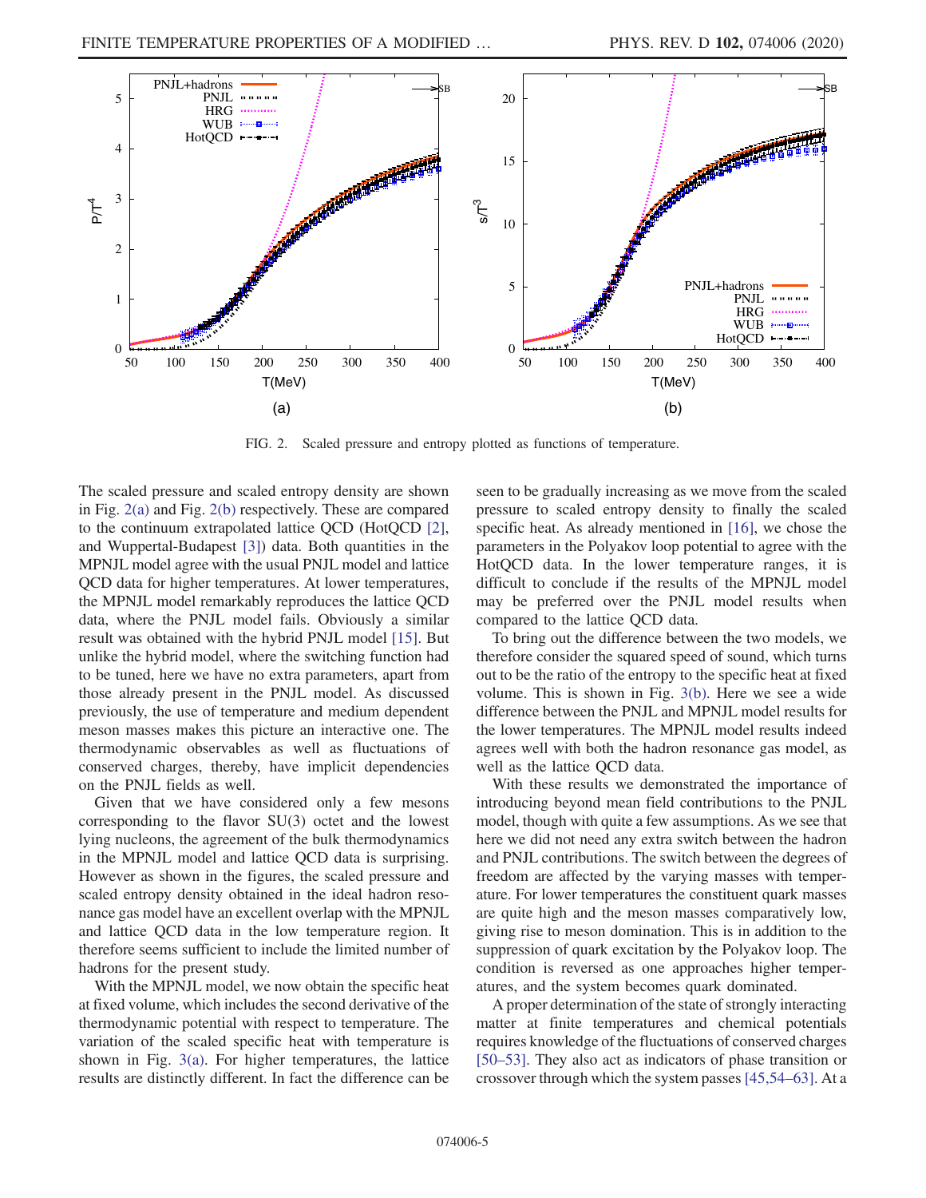PNJL+hadrons
PNJL
HRG
WUB
HotQCD
SB
$P/T^4$
T(MeV)
(a)

SB
$s/T^3$
PNJL+hadrons
PNJL
HRG
WUB
HotQCD
T(MeV)
(b)

FIG. 2. Scaled pressure and entropy plotted as functions of temperature.

The scaled pressure and scaled entropy density are shown in Fig. 2(a) and Fig. 2(b) respectively. These are compared to the continuum extrapolated lattice QCD (HotQCD [2], and Wuppertal-Budapest [3]) data. Both quantities in the MPNJL model agree with the usual PNJL model and lattice QCD data for higher temperatures. At lower temperatures, the MPNJL model remarkably reproduces the lattice QCD data, where the PNJL model fails. Obviously a similar result was obtained with the hybrid PNJL model [15]. But unlike the hybrid model, where the switching function had to be tuned, here we have no extra parameters, apart from those already present in the PNJL model. As discussed previously, the use of temperature and medium dependent meson masses makes this picture an interactive one. The thermodynamic observables as well as fluctuations of conserved charges, thereby, have implicit dependencies on the PNJL fields as well.

Given that we have considered only a few mesons corresponding to the flavor SU(3) octet and the lowest lying nucleons, the agreement of the bulk thermodynamics in the MPNJL model and lattice QCD data is surprising. However as shown in the figures, the scaled pressure and scaled entropy density obtained in the ideal hadron resonance gas model have an excellent overlap with the MPNJL and lattice QCD data in the low temperature region. It therefore seems sufficient to include the limited number of hadrons for the present study.

With the MPNJL model, we now obtain the specific heat at fixed volume, which includes the second derivative of the thermodynamic potential with respect to temperature. The variation of the scaled specific heat with temperature is shown in Fig. 3(a). For higher temperatures, the lattice results are distinctly different. In fact the difference can be seen to be gradually increasing as we move from the scaled pressure to scaled entropy density to finally the scaled specific heat. As already mentioned in [16], we chose the parameters in the Polyakov loop potential to agree with the HotQCD data. In the lower temperature ranges, it is difficult to conclude if the results of the MPNJL model may be preferred over the PNJL model results when compared to the lattice QCD data.

To bring out the difference between the two models, we therefore consider the squared speed of sound, which turns out to be the ratio of the entropy to the specific heat at fixed volume. This is shown in Fig. 3(b). Here we see a wide difference between the PNJL and MPNJL model results for the lower temperatures. The MPNJL model results indeed agrees well with both the hadron resonance gas model, as well as the lattice QCD data.

With these results we demonstrated the importance of introducing beyond mean field contributions to the PNJL model, though with quite a few assumptions. As we see that here we did not need any extra switch between the hadron and PNJL contributions. The switch between the degrees of freedom are affected by the varying masses with temperature. For lower temperatures the constituent quark masses are quite high and the meson masses comparatively low, giving rise to meson domination. This is in addition to the suppression of quark excitation by the Polyakov loop. The condition is reversed as one approaches higher temperatures, and the system becomes quark dominated.

A proper determination of the state of strongly interacting matter at finite temperatures and chemical potentials requires knowledge of the fluctuations of conserved charges [50–53]. They also act as indicators of phase transition or crossover through which the system passes [45,54–63]. At a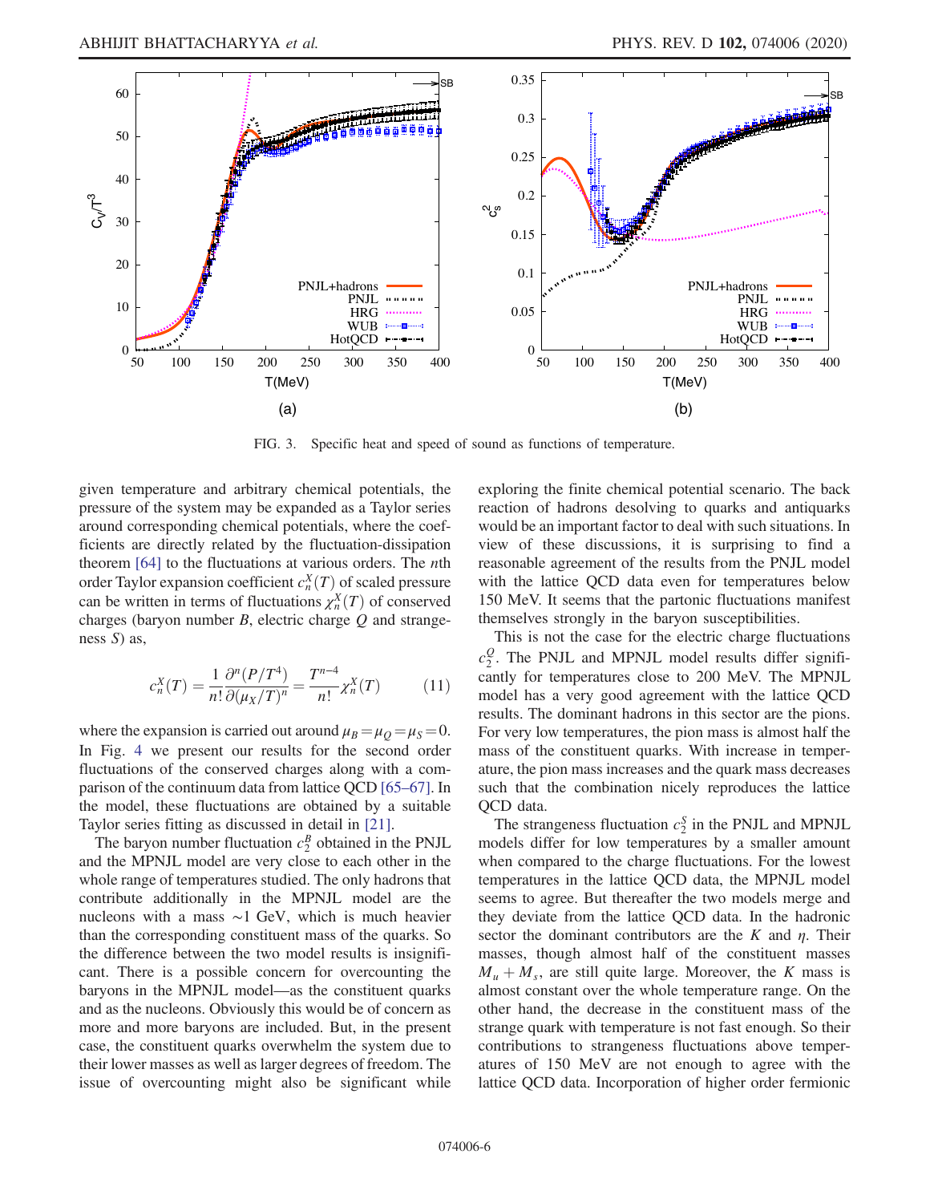FIG. 3. Specific heat and speed of sound as functions of temperature.

given temperature and arbitrary chemical potentials, the pressure of the system may be expanded as a Taylor series around corresponding chemical potentials, where the coefficients are directly related by the fluctuation-dissipation theorem [64] to the fluctuations at various orders. The $n$th order Taylor expansion coefficient $c_n^X(T)$ of scaled pressure can be written in terms of fluctuations $\chi_n^X(T)$ of conserved charges (baryon number $B$, electric charge $Q$ and strangeness $S$) as,

$$c_n^X(T) = \frac{1}{n!}\frac{\partial^n(P/T^4)}{\partial(\mu_X/T)^n} = \frac{T^{n-4}}{n!}\chi_n^X(T) \tag{11}$$

where the expansion is carried out around $\mu_B = \mu_Q = \mu_S = 0$. In Fig. 4 we present our results for the second order fluctuations of the conserved charges along with a comparison of the continuum data from lattice QCD [65–67]. In the model, these fluctuations are obtained by a suitable Taylor series fitting as discussed in detail in [21].

The baryon number fluctuation $c_2^B$ obtained in the PNJL and the MPNJL model are very close to each other in the whole range of temperatures studied. The only hadrons that contribute additionally in the MPNJL model are the nucleons with a mass $\sim$1 GeV, which is much heavier than the corresponding constituent mass of the quarks. So the difference between the two model results is insignificant. There is a possible concern for overcounting the baryons in the MPNJL model—as the constituent quarks and as the nucleons. Obviously this would be of concern as more and more baryons are included. But, in the present case, the constituent quarks overwhelm the system due to their lower masses as well as larger degrees of freedom. The issue of overcounting might also be significant while exploring the finite chemical potential scenario. The back reaction of hadrons desolving to quarks and antiquarks would be an important factor to deal with such situations. In view of these discussions, it is surprising to find a reasonable agreement of the results from the PNJL model with the lattice QCD data even for temperatures below 150 MeV. It seems that the partonic fluctuations manifest themselves strongly in the baryon susceptibilities.

This is not the case for the electric charge fluctuations $c_2^Q$. The PNJL and MPNJL model results differ significantly for temperatures close to 200 MeV. The MPNJL model has a very good agreement with the lattice QCD results. The dominant hadrons in this sector are the pions. For very low temperatures, the pion mass is almost half the mass of the constituent quarks. With increase in temperature, the pion mass increases and the quark mass decreases such that the combination nicely reproduces the lattice QCD data.

The strangeness fluctuation $c_2^S$ in the PNJL and MPNJL models differ for low temperatures by a smaller amount when compared to the charge fluctuations. For the lowest temperatures in the lattice QCD data, the MPNJL model seems to agree. But thereafter the two models merge and they deviate from the lattice QCD data. In the hadronic sector the dominant contributors are the $K$ and $\eta$. Their masses, though almost half of the constituent masses $M_u + M_s$, are still quite large. Moreover, the $K$ mass is almost constant over the whole temperature range. On the other hand, the decrease in the constituent mass of the strange quark with temperature is not fast enough. So their contributions to strangeness fluctuations above temperatures of 150 MeV are not enough to agree with the lattice QCD data. Incorporation of higher order fermionic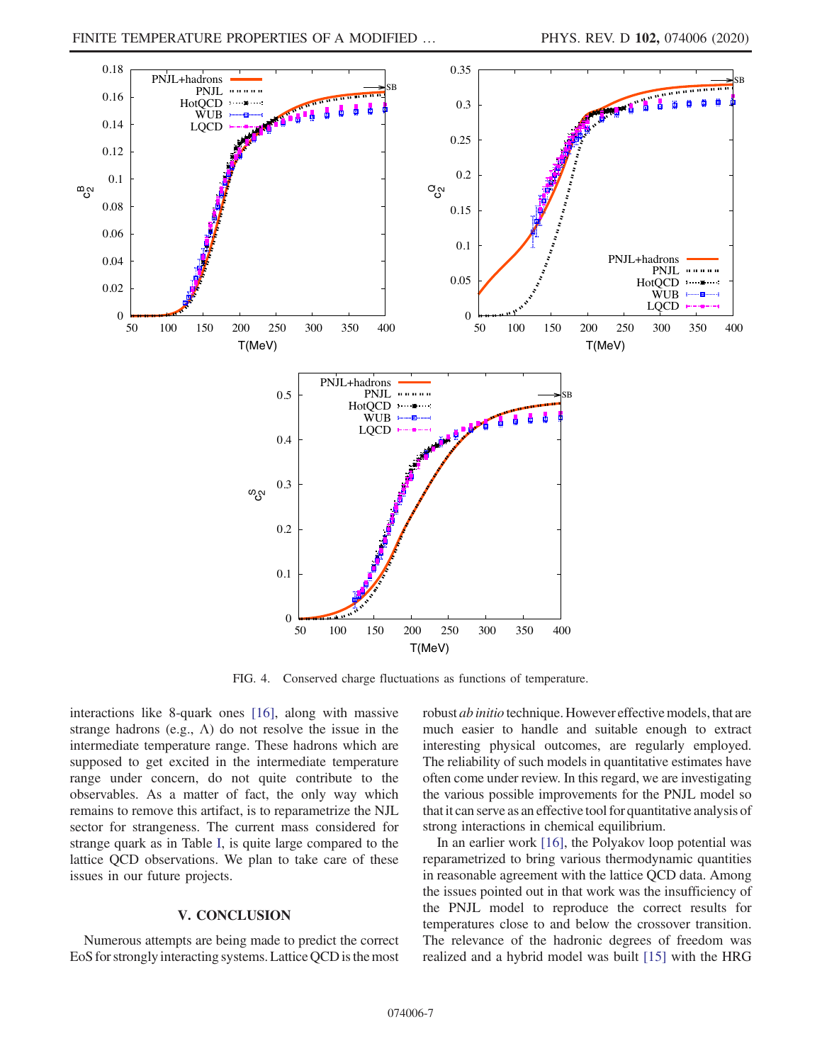FIG. 4. Conserved charge fluctuations as functions of temperature.

interactions like 8-quark ones [16], along with massive strange hadrons (e.g., Λ) do not resolve the issue in the intermediate temperature range. These hadrons which are supposed to get excited in the intermediate temperature range under concern, do not quite contribute to the observables. As a matter of fact, the only way which remains to remove this artifact, is to reparametrize the NJL sector for strangeness. The current mass considered for strange quark as in Table I, is quite large compared to the lattice QCD observations. We plan to take care of these issues in our future projects.

## V. CONCLUSION

Numerous attempts are being made to predict the correct EoS for strongly interacting systems. Lattice QCD is the most robust *ab initio* technique. However effective models, that are much easier to handle and suitable enough to extract interesting physical outcomes, are regularly employed. The reliability of such models in quantitative estimates have often come under review. In this regard, we are investigating the various possible improvements for the PNJL model so that it can serve as an effective tool for quantitative analysis of strong interactions in chemical equilibrium.

In an earlier work [16], the Polyakov loop potential was reparametrized to bring various thermodynamic quantities in reasonable agreement with the lattice QCD data. Among the issues pointed out in that work was the insufficiency of the PNJL model to reproduce the correct results for temperatures close to and below the crossover transition. The relevance of the hadronic degrees of freedom was realized and a hybrid model was built [15] with the HRG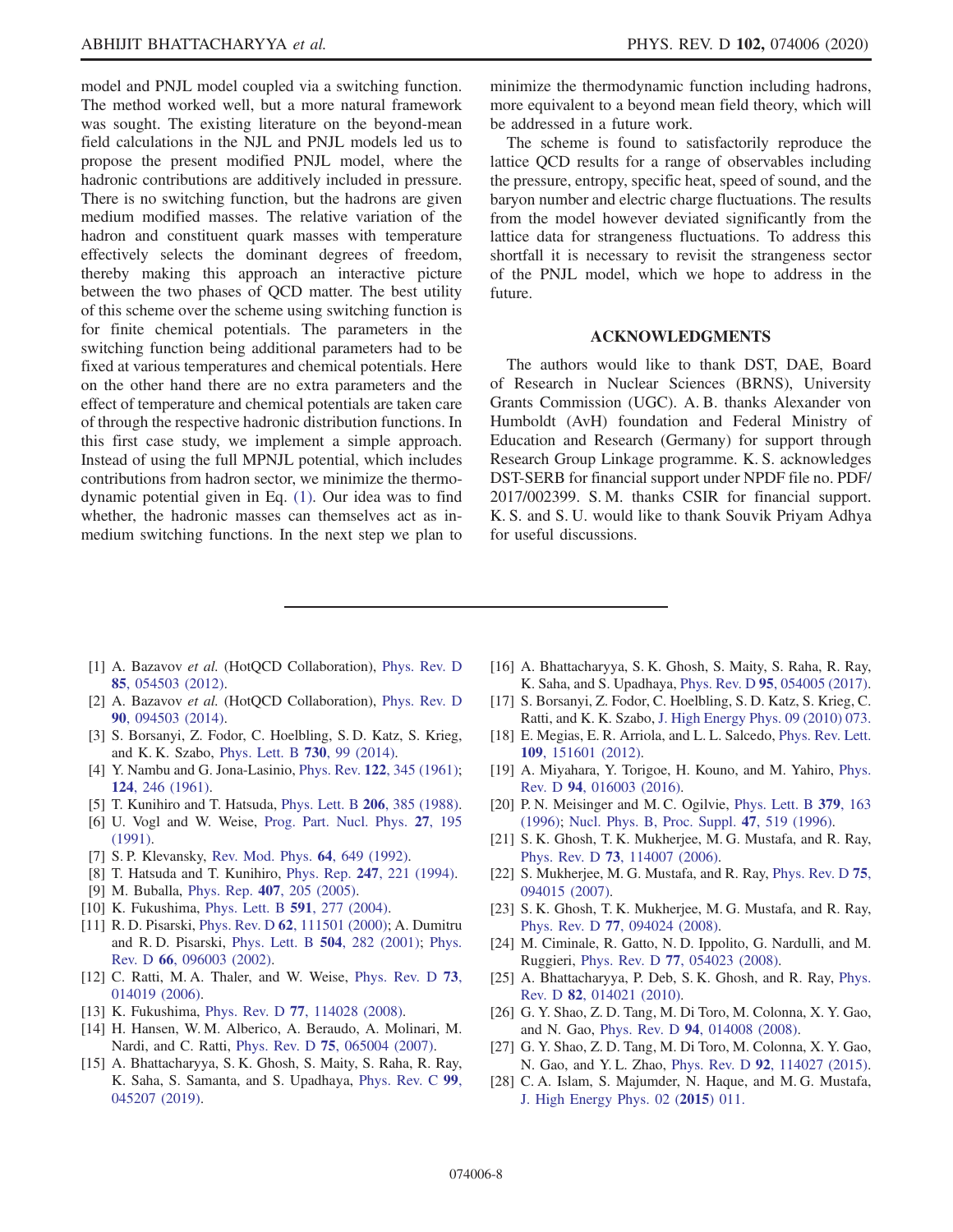model and PNJL model coupled via a switching function. The method worked well, but a more natural framework was sought. The existing literature on the beyond-mean field calculations in the NJL and PNJL models led us to propose the present modified PNJL model, where the hadronic contributions are additively included in pressure. There is no switching function, but the hadrons are given medium modified masses. The relative variation of the hadron and constituent quark masses with temperature effectively selects the dominant degrees of freedom, thereby making this approach an interactive picture between the two phases of QCD matter. The best utility of this scheme over the scheme using switching function is for finite chemical potentials. The parameters in the switching function being additional parameters had to be fixed at various temperatures and chemical potentials. Here on the other hand there are no extra parameters and the effect of temperature and chemical potentials are taken care of through the respective hadronic distribution functions. In this first case study, we implement a simple approach. Instead of using the full MPNJL potential, which includes contributions from hadron sector, we minimize the thermodynamic potential given in Eq. (1). Our idea was to find whether, the hadronic masses can themselves act as in-medium switching functions. In the next step we plan to minimize the thermodynamic function including hadrons, more equivalent to a beyond mean field theory, which will be addressed in a future work.

The scheme is found to satisfactorily reproduce the lattice QCD results for a range of observables including the pressure, entropy, specific heat, speed of sound, and the baryon number and electric charge fluctuations. The results from the model however deviated significantly from the lattice data for strangeness fluctuations. To address this shortfall it is necessary to revisit the strangeness sector of the PNJL model, which we hope to address in the future.

## ACKNOWLEDGMENTS

The authors would like to thank DST, DAE, Board of Research in Nuclear Sciences (BRNS), University Grants Commission (UGC). A. B. thanks Alexander von Humboldt (AvH) foundation and Federal Ministry of Education and Research (Germany) for support through Research Group Linkage programme. K. S. acknowledges DST-SERB for financial support under NPDF file no. PDF/2017/002399. S. M. thanks CSIR for financial support. K. S. and S. U. would like to thank Souvik Priyam Adhya for useful discussions.

---

[1] A. Bazavov *et al.* (HotQCD Collaboration), Phys. Rev. D **85**, 054503 (2012).

[2] A. Bazavov *et al.* (HotQCD Collaboration), Phys. Rev. D **90**, 094503 (2014).

[3] S. Borsanyi, Z. Fodor, C. Hoelbling, S. D. Katz, S. Krieg, and K. K. Szabo, Phys. Lett. B **730**, 99 (2014).

[4] Y. Nambu and G. Jona-Lasinio, Phys. Rev. **122**, 345 (1961); **124**, 246 (1961).

[5] T. Kunihiro and T. Hatsuda, Phys. Lett. B **206**, 385 (1988).

[6] U. Vogl and W. Weise, Prog. Part. Nucl. Phys. **27**, 195 (1991).

[7] S. P. Klevansky, Rev. Mod. Phys. **64**, 649 (1992).

[8] T. Hatsuda and T. Kunihiro, Phys. Rep. **247**, 221 (1994).

[9] M. Buballa, Phys. Rep. **407**, 205 (2005).

[10] K. Fukushima, Phys. Lett. B **591**, 277 (2004).

[11] R. D. Pisarski, Phys. Rev. D **62**, 111501 (2000); A. Dumitru and R. D. Pisarski, Phys. Lett. B **504**, 282 (2001); Phys. Rev. D **66**, 096003 (2002).

[12] C. Ratti, M. A. Thaler, and W. Weise, Phys. Rev. D **73**, 014019 (2006).

[13] K. Fukushima, Phys. Rev. D **77**, 114028 (2008).

[14] H. Hansen, W. M. Alberico, A. Beraudo, A. Molinari, M. Nardi, and C. Ratti, Phys. Rev. D **75**, 065004 (2007).

[15] A. Bhattacharyya, S. K. Ghosh, S. Maity, S. Raha, R. Ray, K. Saha, S. Samanta, and S. Upadhaya, Phys. Rev. C **99**, 045207 (2019).

[16] A. Bhattacharyya, S. K. Ghosh, S. Maity, S. Raha, R. Ray, K. Saha, and S. Upadhaya, Phys. Rev. D **95**, 054005 (2017).

[17] S. Borsanyi, Z. Fodor, C. Hoelbling, S. D. Katz, S. Krieg, C. Ratti, and K. K. Szabo, J. High Energy Phys. 09 (2010) 073.

[18] E. Megias, E. R. Arriola, and L. L. Salcedo, Phys. Rev. Lett. **109**, 151601 (2012).

[19] A. Miyahara, Y. Torigoe, H. Kouno, and M. Yahiro, Phys. Rev. D **94**, 016003 (2016).

[20] P. N. Meisinger and M. C. Ogilvie, Phys. Lett. B **379**, 163 (1996); Nucl. Phys. B, Proc. Suppl. **47**, 519 (1996).

[21] S. K. Ghosh, T. K. Mukherjee, M. G. Mustafa, and R. Ray, Phys. Rev. D **73**, 114007 (2006).

[22] S. Mukherjee, M. G. Mustafa, and R. Ray, Phys. Rev. D **75**, 094015 (2007).

[23] S. K. Ghosh, T. K. Mukherjee, M. G. Mustafa, and R. Ray, Phys. Rev. D **77**, 094024 (2008).

[24] M. Ciminale, R. Gatto, N. D. Ippolito, G. Nardulli, and M. Ruggieri, Phys. Rev. D **77**, 054023 (2008).

[25] A. Bhattacharyya, P. Deb, S. K. Ghosh, and R. Ray, Phys. Rev. D **82**, 014021 (2010).

[26] G. Y. Shao, Z. D. Tang, M. Di Toro, M. Colonna, X. Y. Gao, and N. Gao, Phys. Rev. D **94**, 014008 (2008).

[27] G. Y. Shao, Z. D. Tang, M. Di Toro, M. Colonna, X. Y. Gao, N. Gao, and Y. L. Zhao, Phys. Rev. D **92**, 114027 (2015).

[28] C. A. Islam, S. Majumder, N. Haque, and M. G. Mustafa, J. High Energy Phys. 02 (**2015**) 011.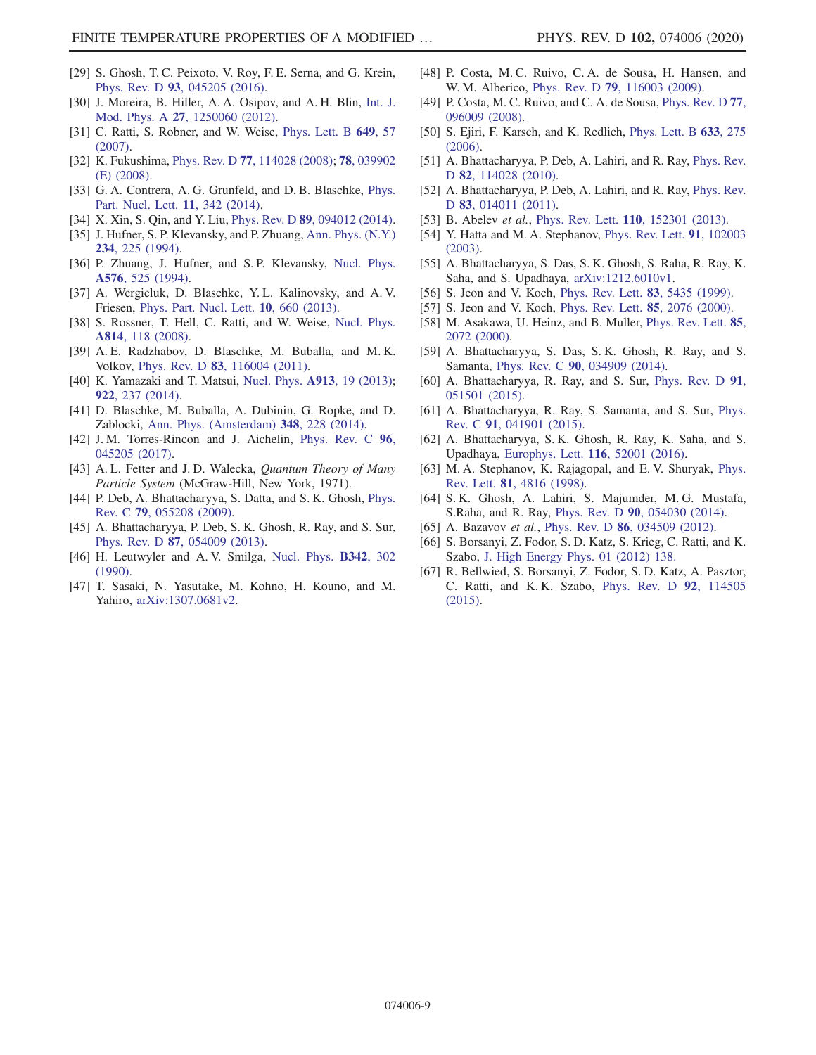[29] S. Ghosh, T. C. Peixoto, V. Roy, F. E. Serna, and G. Krein, Phys. Rev. D **93**, 045205 (2016).

[30] J. Moreira, B. Hiller, A. A. Osipov, and A. H. Blin, Int. J. Mod. Phys. A **27**, 1250060 (2012).

[31] C. Ratti, S. Robner, and W. Weise, Phys. Lett. B **649**, 57 (2007).

[32] K. Fukushima, Phys. Rev. D **77**, 114028 (2008); **78**, 039902 (E) (2008).

[33] G. A. Contrera, A. G. Grunfeld, and D. B. Blaschke, Phys. Part. Nucl. Lett. **11**, 342 (2014).

[34] X. Xin, S. Qin, and Y. Liu, Phys. Rev. D **89**, 094012 (2014).

[35] J. Hufner, S. P. Klevansky, and P. Zhuang, Ann. Phys. (N.Y.) **234**, 225 (1994).

[36] P. Zhuang, J. Hufner, and S. P. Klevansky, Nucl. Phys. **A576**, 525 (1994).

[37] A. Wergieluk, D. Blaschke, Y. L. Kalinovsky, and A. V. Friesen, Phys. Part. Nucl. Lett. **10**, 660 (2013).

[38] S. Rossner, T. Hell, C. Ratti, and W. Weise, Nucl. Phys. **A814**, 118 (2008).

[39] A. E. Radzhabov, D. Blaschke, M. Buballa, and M. K. Volkov, Phys. Rev. D **83**, 116004 (2011).

[40] K. Yamazaki and T. Matsui, Nucl. Phys. **A913**, 19 (2013); **922**, 237 (2014).

[41] D. Blaschke, M. Buballa, A. Dubinin, G. Ropke, and D. Zablocki, Ann. Phys. (Amsterdam) **348**, 228 (2014).

[42] J. M. Torres-Rincon and J. Aichelin, Phys. Rev. C **96**, 045205 (2017).

[43] A. L. Fetter and J. D. Walecka, *Quantum Theory of Many Particle System* (McGraw-Hill, New York, 1971).

[44] P. Deb, A. Bhattacharyya, S. Datta, and S. K. Ghosh, Phys. Rev. C **79**, 055208 (2009).

[45] A. Bhattacharyya, P. Deb, S. K. Ghosh, R. Ray, and S. Sur, Phys. Rev. D **87**, 054009 (2013).

[46] H. Leutwyler and A. V. Smilga, Nucl. Phys. **B342**, 302 (1990).

[47] T. Sasaki, N. Yasutake, M. Kohno, H. Kouno, and M. Yahiro, arXiv:1307.0681v2.

[48] P. Costa, M. C. Ruivo, C. A. de Sousa, H. Hansen, and W. M. Alberico, Phys. Rev. D **79**, 116003 (2009).

[49] P. Costa, M. C. Ruivo, and C. A. de Sousa, Phys. Rev. D **77**, 096009 (2008).

[50] S. Ejiri, F. Karsch, and K. Redlich, Phys. Lett. B **633**, 275 (2006).

[51] A. Bhattacharyya, P. Deb, A. Lahiri, and R. Ray, Phys. Rev. D **82**, 114028 (2010).

[52] A. Bhattacharyya, P. Deb, A. Lahiri, and R. Ray, Phys. Rev. D **83**, 014011 (2011).

[53] B. Abelev *et al.*, Phys. Rev. Lett. **110**, 152301 (2013).

[54] Y. Hatta and M. A. Stephanov, Phys. Rev. Lett. **91**, 102003 (2003).

[55] A. Bhattacharyya, S. Das, S. K. Ghosh, S. Raha, R. Ray, K. Saha, and S. Upadhaya, arXiv:1212.6010v1.

[56] S. Jeon and V. Koch, Phys. Rev. Lett. **83**, 5435 (1999).

[57] S. Jeon and V. Koch, Phys. Rev. Lett. **85**, 2076 (2000).

[58] M. Asakawa, U. Heinz, and B. Muller, Phys. Rev. Lett. **85**, 2072 (2000).

[59] A. Bhattacharyya, S. Das, S. K. Ghosh, R. Ray, and S. Samanta, Phys. Rev. C **90**, 034909 (2014).

[60] A. Bhattacharyya, R. Ray, and S. Sur, Phys. Rev. D **91**, 051501 (2015).

[61] A. Bhattacharyya, R. Ray, S. Samanta, and S. Sur, Phys. Rev. C **91**, 041901 (2015).

[62] A. Bhattacharyya, S. K. Ghosh, R. Ray, K. Saha, and S. Upadhaya, Europhys. Lett. **116**, 52001 (2016).

[63] M. A. Stephanov, K. Rajagopal, and E. V. Shuryak, Phys. Rev. Lett. **81**, 4816 (1998).

[64] S. K. Ghosh, A. Lahiri, S. Majumder, M. G. Mustafa, S.Raha, and R. Ray, Phys. Rev. D **90**, 054030 (2014).

[65] A. Bazavov *et al.*, Phys. Rev. D **86**, 034509 (2012).

[66] S. Borsanyi, Z. Fodor, S. D. Katz, S. Krieg, C. Ratti, and K. Szabo, J. High Energy Phys. 01 (2012) 138.

[67] R. Bellwied, S. Borsanyi, Z. Fodor, S. D. Katz, A. Pasztor, C. Ratti, and K. K. Szabo, Phys. Rev. D **92**, 114505 (2015).